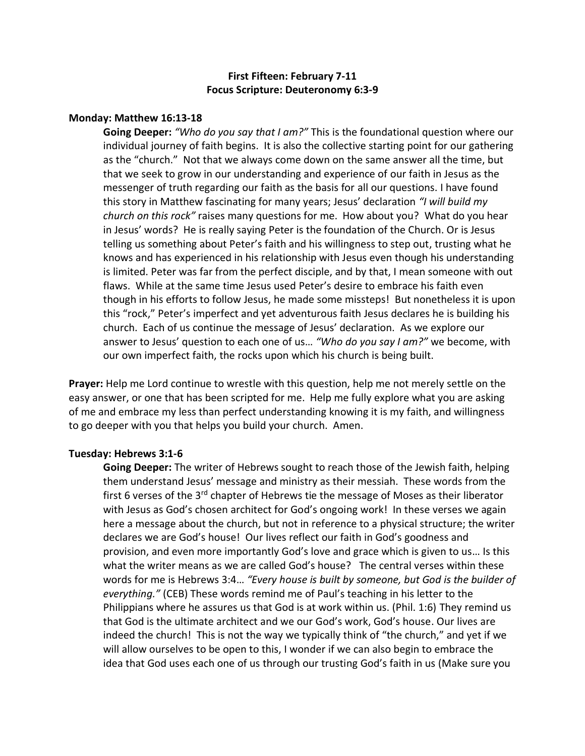**First Fifteen: February 7-11**
**Focus Scripture: Deuteronomy 6:3-9**

**Monday: Matthew 16:13-18**

**Going Deeper:** *"Who do you say that I am?"* This is the foundational question where our individual journey of faith begins. It is also the collective starting point for our gathering as the "church." Not that we always come down on the same answer all the time, but that we seek to grow in our understanding and experience of our faith in Jesus as the messenger of truth regarding our faith as the basis for all our questions. I have found this story in Matthew fascinating for many years; Jesus' declaration *"I will build my church on this rock"* raises many questions for me. How about you? What do you hear in Jesus' words? He is really saying Peter is the foundation of the Church. Or is Jesus telling us something about Peter's faith and his willingness to step out, trusting what he knows and has experienced in his relationship with Jesus even though his understanding is limited. Peter was far from the perfect disciple, and by that, I mean someone with out flaws. While at the same time Jesus used Peter's desire to embrace his faith even though in his efforts to follow Jesus, he made some missteps! But nonetheless it is upon this "rock," Peter's imperfect and yet adventurous faith Jesus declares he is building his church. Each of us continue the message of Jesus' declaration. As we explore our answer to Jesus' question to each one of us… *"Who do you say I am?"* we become, with our own imperfect faith, the rocks upon which his church is being built.

**Prayer:** Help me Lord continue to wrestle with this question, help me not merely settle on the easy answer, or one that has been scripted for me. Help me fully explore what you are asking of me and embrace my less than perfect understanding knowing it is my faith, and willingness to go deeper with you that helps you build your church. Amen.

**Tuesday: Hebrews 3:1-6**

**Going Deeper:** The writer of Hebrews sought to reach those of the Jewish faith, helping them understand Jesus' message and ministry as their messiah. These words from the first 6 verses of the 3rd chapter of Hebrews tie the message of Moses as their liberator with Jesus as God's chosen architect for God's ongoing work! In these verses we again here a message about the church, but not in reference to a physical structure; the writer declares we are God's house! Our lives reflect our faith in God's goodness and provision, and even more importantly God's love and grace which is given to us… Is this what the writer means as we are called God's house? The central verses within these words for me is Hebrews 3:4… *"Every house is built by someone, but God is the builder of everything."* (CEB) These words remind me of Paul's teaching in his letter to the Philippians where he assures us that God is at work within us. (Phil. 1:6) They remind us that God is the ultimate architect and we our God's work, God's house. Our lives are indeed the church! This is not the way we typically think of "the church," and yet if we will allow ourselves to be open to this, I wonder if we can also begin to embrace the idea that God uses each one of us through our trusting God's faith in us (Make sure you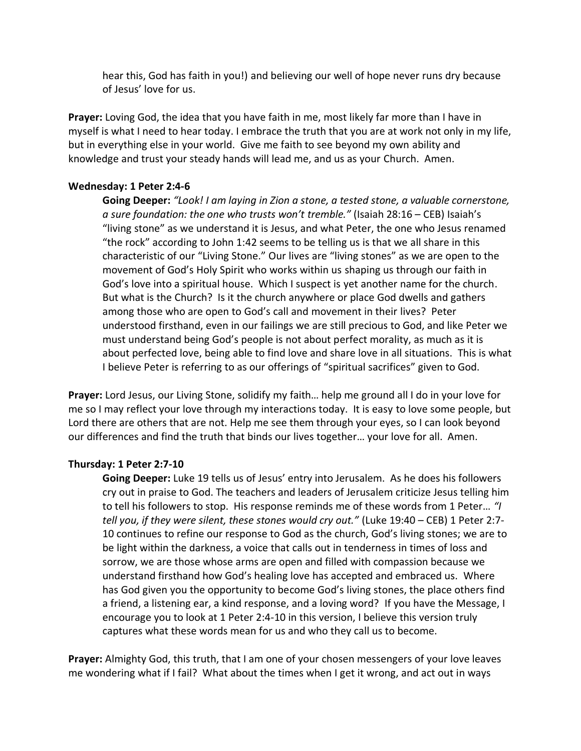hear this, God has faith in you!) and believing our well of hope never runs dry because of Jesus' love for us.

**Prayer:** Loving God, the idea that you have faith in me, most likely far more than I have in myself is what I need to hear today. I embrace the truth that you are at work not only in my life, but in everything else in your world. Give me faith to see beyond my own ability and knowledge and trust your steady hands will lead me, and us as your Church. Amen.

**Wednesday: 1 Peter 2:4-6**

**Going Deeper:** *"Look! I am laying in Zion a stone, a tested stone, a valuable cornerstone, a sure foundation: the one who trusts won't tremble."* (Isaiah 28:16 – CEB) Isaiah's "living stone" as we understand it is Jesus, and what Peter, the one who Jesus renamed "the rock" according to John 1:42 seems to be telling us is that we all share in this characteristic of our "Living Stone." Our lives are "living stones" as we are open to the movement of God's Holy Spirit who works within us shaping us through our faith in God's love into a spiritual house. Which I suspect is yet another name for the church. But what is the Church? Is it the church anywhere or place God dwells and gathers among those who are open to God's call and movement in their lives? Peter understood firsthand, even in our failings we are still precious to God, and like Peter we must understand being God's people is not about perfect morality, as much as it is about perfected love, being able to find love and share love in all situations. This is what I believe Peter is referring to as our offerings of "spiritual sacrifices" given to God.

**Prayer:** Lord Jesus, our Living Stone, solidify my faith… help me ground all I do in your love for me so I may reflect your love through my interactions today. It is easy to love some people, but Lord there are others that are not. Help me see them through your eyes, so I can look beyond our differences and find the truth that binds our lives together… your love for all. Amen.

**Thursday: 1 Peter 2:7-10**

**Going Deeper:** Luke 19 tells us of Jesus' entry into Jerusalem. As he does his followers cry out in praise to God. The teachers and leaders of Jerusalem criticize Jesus telling him to tell his followers to stop. His response reminds me of these words from 1 Peter… *"I tell you, if they were silent, these stones would cry out."* (Luke 19:40 – CEB) 1 Peter 2:7-10 continues to refine our response to God as the church, God's living stones; we are to be light within the darkness, a voice that calls out in tenderness in times of loss and sorrow, we are those whose arms are open and filled with compassion because we understand firsthand how God's healing love has accepted and embraced us. Where has God given you the opportunity to become God's living stones, the place others find a friend, a listening ear, a kind response, and a loving word? If you have the Message, I encourage you to look at 1 Peter 2:4-10 in this version, I believe this version truly captures what these words mean for us and who they call us to become.

**Prayer:** Almighty God, this truth, that I am one of your chosen messengers of your love leaves me wondering what if I fail? What about the times when I get it wrong, and act out in ways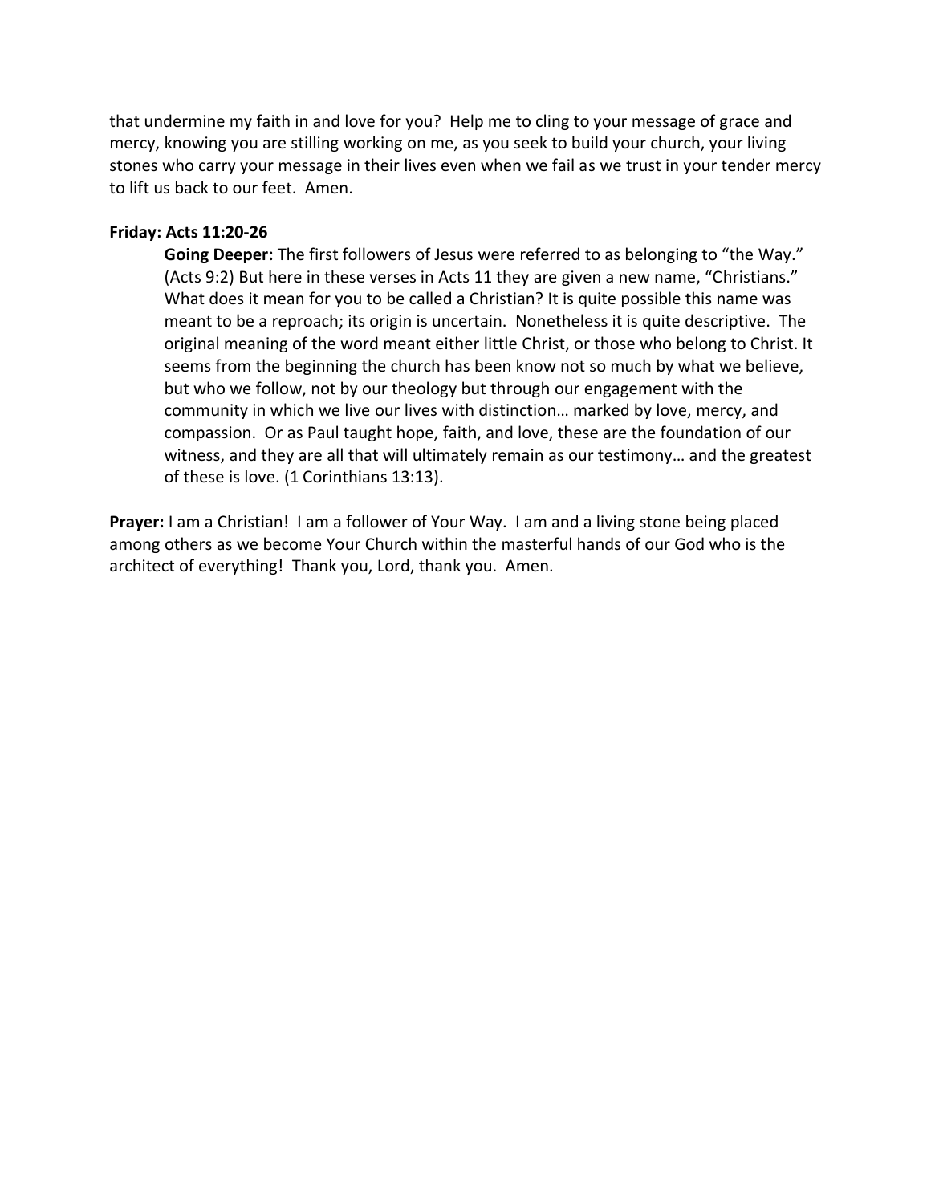that undermine my faith in and love for you? Help me to cling to your message of grace and mercy, knowing you are stilling working on me, as you seek to build your church, your living stones who carry your message in their lives even when we fail as we trust in your tender mercy to lift us back to our feet. Amen.

**Friday: Acts 11:20-26**

> **Going Deeper:** The first followers of Jesus were referred to as belonging to "the Way." (Acts 9:2) But here in these verses in Acts 11 they are given a new name, "Christians." What does it mean for you to be called a Christian? It is quite possible this name was meant to be a reproach; its origin is uncertain. Nonetheless it is quite descriptive. The original meaning of the word meant either little Christ, or those who belong to Christ. It seems from the beginning the church has been know not so much by what we believe, but who we follow, not by our theology but through our engagement with the community in which we live our lives with distinction… marked by love, mercy, and compassion. Or as Paul taught hope, faith, and love, these are the foundation of our witness, and they are all that will ultimately remain as our testimony… and the greatest of these is love. (1 Corinthians 13:13).

**Prayer:** I am a Christian! I am a follower of Your Way. I am and a living stone being placed among others as we become Your Church within the masterful hands of our God who is the architect of everything! Thank you, Lord, thank you. Amen.